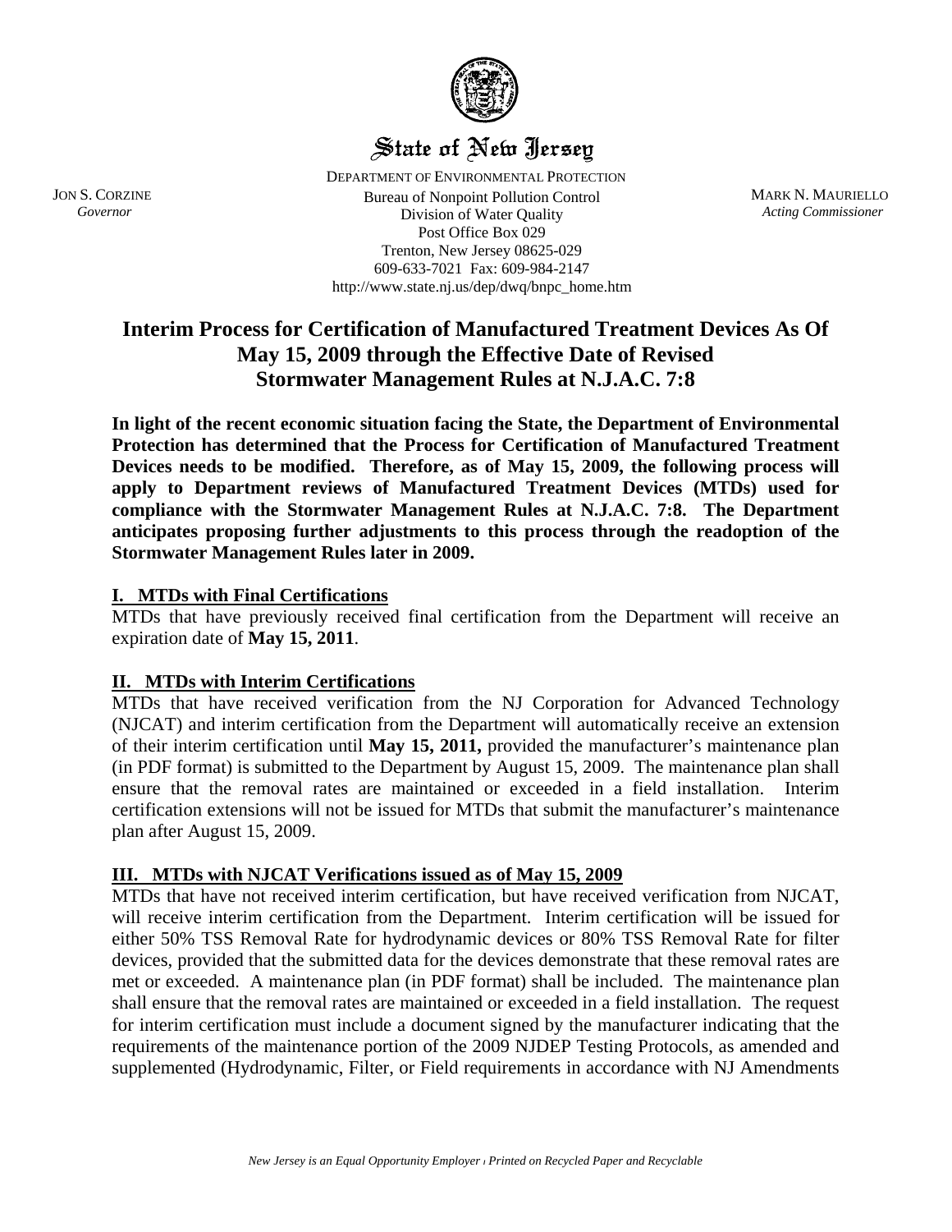# State of New Jersey

DEPARTMENT OF ENVIRONMENTAL PROTECTION
Bureau of Nonpoint Pollution Control
Division of Water Quality
Post Office Box 029
Trenton, New Jersey 08625-029
609-633-7021 Fax: 609-984-2147
http://www.state.nj.us/dep/dwq/bnpc_home.htm

JON S. CORZINE
*Governor*

MARK N. MAURIELLO
*Acting Commissioner*

## Interim Process for Certification of Manufactured Treatment Devices As Of May 15, 2009 through the Effective Date of Revised Stormwater Management Rules at N.J.A.C. 7:8

**In light of the recent economic situation facing the State, the Department of Environmental Protection has determined that the Process for Certification of Manufactured Treatment Devices needs to be modified. Therefore, as of May 15, 2009, the following process will apply to Department reviews of Manufactured Treatment Devices (MTDs) used for compliance with the Stormwater Management Rules at N.J.A.C. 7:8. The Department anticipates proposing further adjustments to this process through the readoption of the Stormwater Management Rules later in 2009.**

### I. MTDs with Final Certifications

MTDs that have previously received final certification from the Department will receive an expiration date of **May 15, 2011**.

### II. MTDs with Interim Certifications

MTDs that have received verification from the NJ Corporation for Advanced Technology (NJCAT) and interim certification from the Department will automatically receive an extension of their interim certification until **May 15, 2011,** provided the manufacturer's maintenance plan (in PDF format) is submitted to the Department by August 15, 2009. The maintenance plan shall ensure that the removal rates are maintained or exceeded in a field installation. Interim certification extensions will not be issued for MTDs that submit the manufacturer's maintenance plan after August 15, 2009.

### III. MTDs with NJCAT Verifications issued as of May 15, 2009

MTDs that have not received interim certification, but have received verification from NJCAT, will receive interim certification from the Department. Interim certification will be issued for either 50% TSS Removal Rate for hydrodynamic devices or 80% TSS Removal Rate for filter devices, provided that the submitted data for the devices demonstrate that these removal rates are met or exceeded. A maintenance plan (in PDF format) shall be included. The maintenance plan shall ensure that the removal rates are maintained or exceeded in a field installation. The request for interim certification must include a document signed by the manufacturer indicating that the requirements of the maintenance portion of the 2009 NJDEP Testing Protocols, as amended and supplemented (Hydrodynamic, Filter, or Field requirements in accordance with NJ Amendments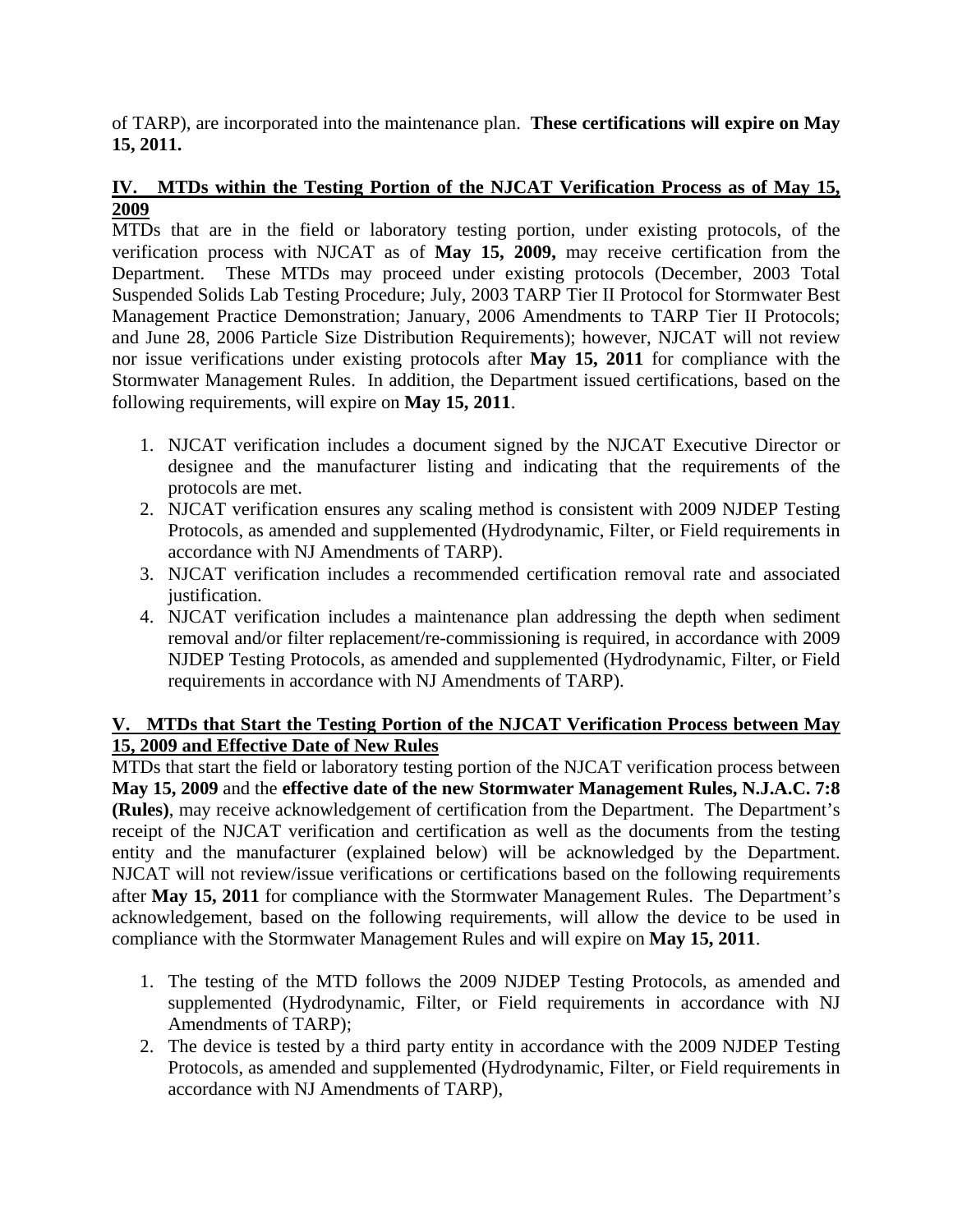of TARP), are incorporated into the maintenance plan. **These certifications will expire on May 15, 2011.**

## IV. MTDs within the Testing Portion of the NJCAT Verification Process as of May 15, 2009

MTDs that are in the field or laboratory testing portion, under existing protocols, of the verification process with NJCAT as of **May 15, 2009,** may receive certification from the Department. These MTDs may proceed under existing protocols (December, 2003 Total Suspended Solids Lab Testing Procedure; July, 2003 TARP Tier II Protocol for Stormwater Best Management Practice Demonstration; January, 2006 Amendments to TARP Tier II Protocols; and June 28, 2006 Particle Size Distribution Requirements); however, NJCAT will not review nor issue verifications under existing protocols after **May 15, 2011** for compliance with the Stormwater Management Rules. In addition, the Department issued certifications, based on the following requirements, will expire on **May 15, 2011**.

1. NJCAT verification includes a document signed by the NJCAT Executive Director or designee and the manufacturer listing and indicating that the requirements of the protocols are met.
2. NJCAT verification ensures any scaling method is consistent with 2009 NJDEP Testing Protocols, as amended and supplemented (Hydrodynamic, Filter, or Field requirements in accordance with NJ Amendments of TARP).
3. NJCAT verification includes a recommended certification removal rate and associated justification.
4. NJCAT verification includes a maintenance plan addressing the depth when sediment removal and/or filter replacement/re-commissioning is required, in accordance with 2009 NJDEP Testing Protocols, as amended and supplemented (Hydrodynamic, Filter, or Field requirements in accordance with NJ Amendments of TARP).

## V. MTDs that Start the Testing Portion of the NJCAT Verification Process between May 15, 2009 and Effective Date of New Rules

MTDs that start the field or laboratory testing portion of the NJCAT verification process between **May 15, 2009** and the **effective date of the new Stormwater Management Rules, N.J.A.C. 7:8 (Rules)**, may receive acknowledgement of certification from the Department. The Department's receipt of the NJCAT verification and certification as well as the documents from the testing entity and the manufacturer (explained below) will be acknowledged by the Department. NJCAT will not review/issue verifications or certifications based on the following requirements after **May 15, 2011** for compliance with the Stormwater Management Rules. The Department's acknowledgement, based on the following requirements, will allow the device to be used in compliance with the Stormwater Management Rules and will expire on **May 15, 2011**.

1. The testing of the MTD follows the 2009 NJDEP Testing Protocols, as amended and supplemented (Hydrodynamic, Filter, or Field requirements in accordance with NJ Amendments of TARP);
2. The device is tested by a third party entity in accordance with the 2009 NJDEP Testing Protocols, as amended and supplemented (Hydrodynamic, Filter, or Field requirements in accordance with NJ Amendments of TARP),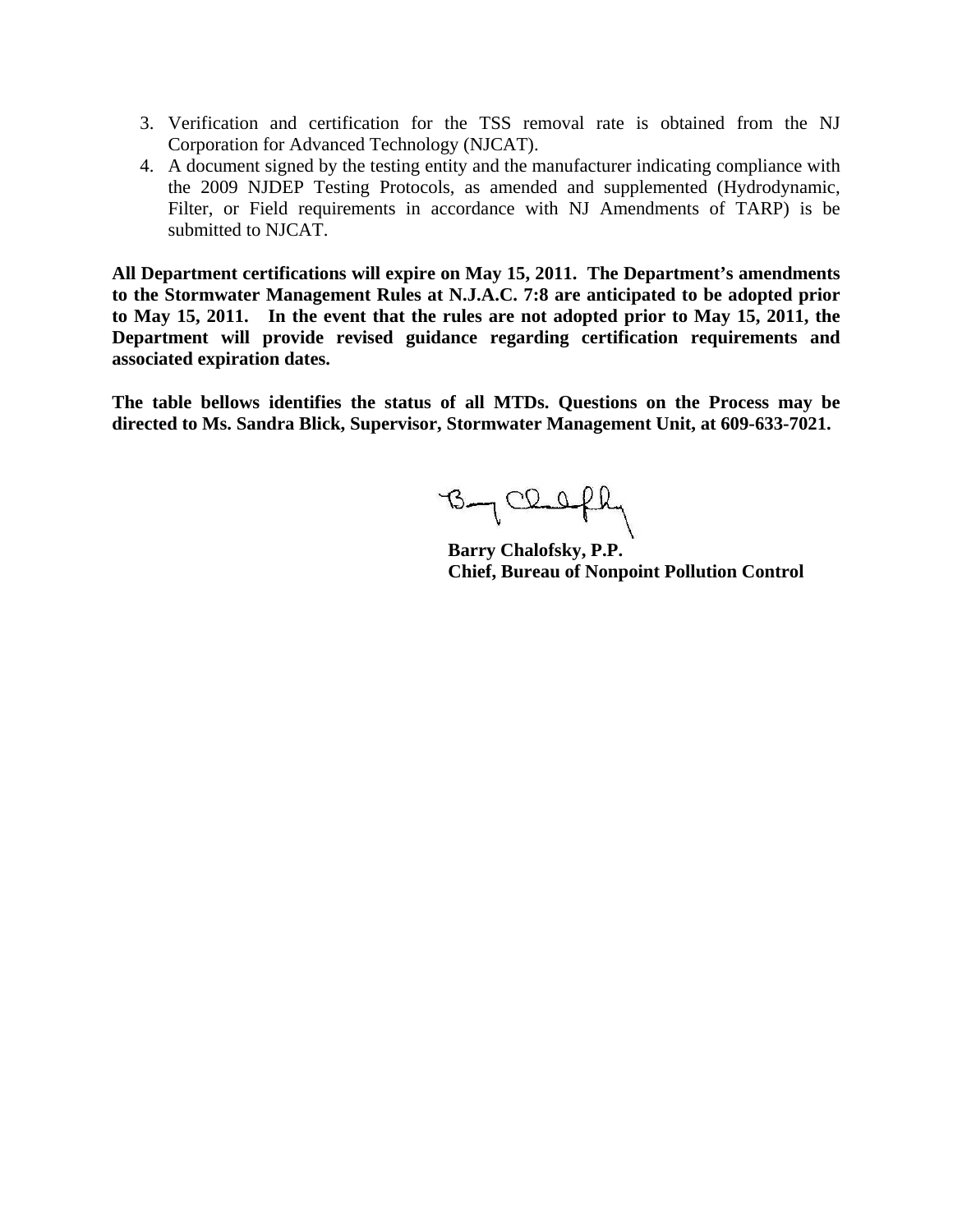3. Verification and certification for the TSS removal rate is obtained from the NJ Corporation for Advanced Technology (NJCAT).
4. A document signed by the testing entity and the manufacturer indicating compliance with the 2009 NJDEP Testing Protocols, as amended and supplemented (Hydrodynamic, Filter, or Field requirements in accordance with NJ Amendments of TARP) is be submitted to NJCAT.

**All Department certifications will expire on May 15, 2011. The Department's amendments to the Stormwater Management Rules at N.J.A.C. 7:8 are anticipated to be adopted prior to May 15, 2011. In the event that the rules are not adopted prior to May 15, 2011, the Department will provide revised guidance regarding certification requirements and associated expiration dates.**

**The table bellows identifies the status of all MTDs. Questions on the Process may be directed to Ms. Sandra Blick, Supervisor, Stormwater Management Unit, at 609-633-7021.**

**Barry Chalofsky, P.P.**
**Chief, Bureau of Nonpoint Pollution Control**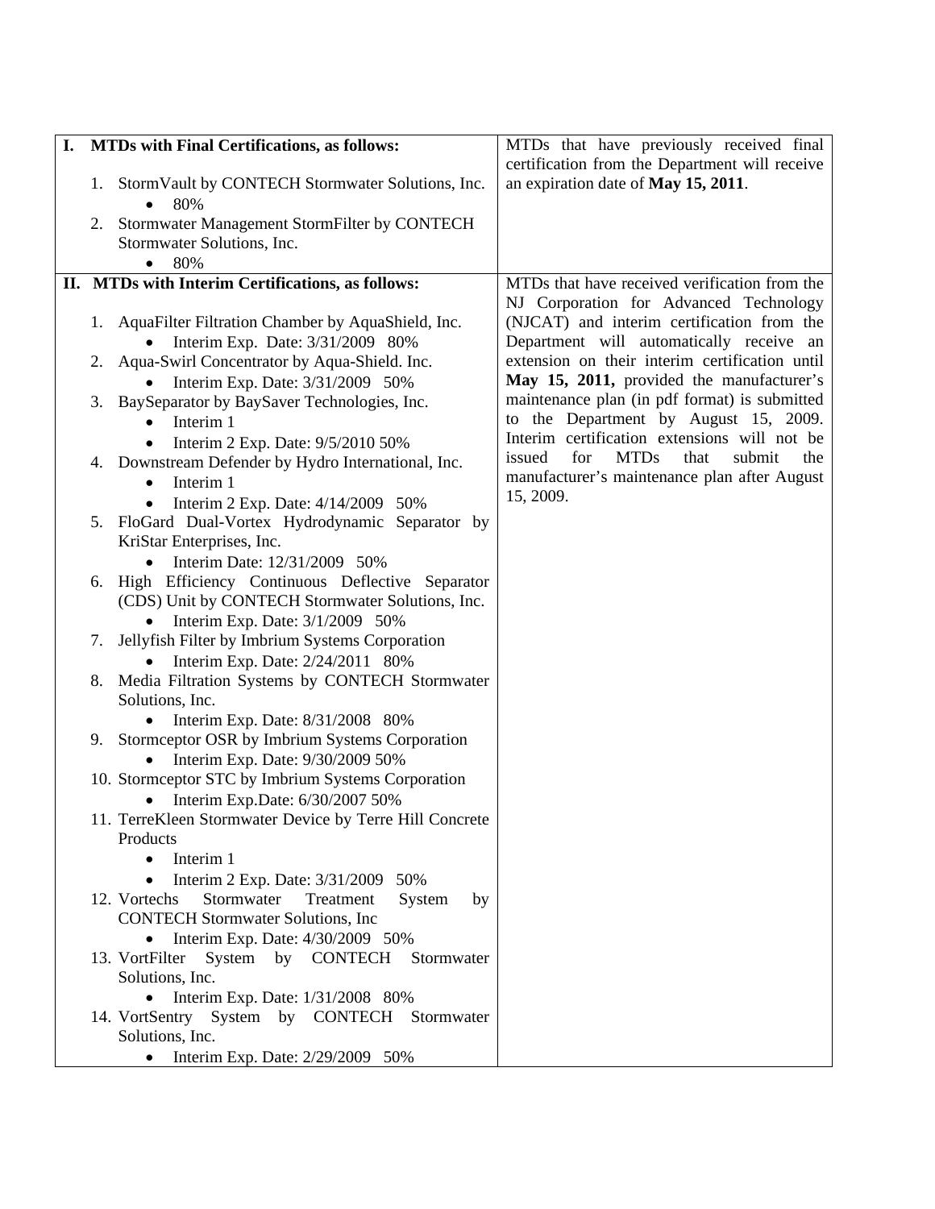| | |
|---|---|
| **I. MTDs with Final Certifications, as follows:**<br><br>1. StormVault by CONTECH Stormwater Solutions, Inc.<br>• 80%<br>2. Stormwater Management StormFilter by CONTECH Stormwater Solutions, Inc.<br>• 80% | MTDs that have previously received final certification from the Department will receive an expiration date of **May 15, 2011**. |
| **II. MTDs with Interim Certifications, as follows:**<br><br>1. AquaFilter Filtration Chamber by AquaShield, Inc.<br>• Interim Exp. Date: 3/31/2009 80%<br>2. Aqua-Swirl Concentrator by Aqua-Shield. Inc.<br>• Interim Exp. Date: 3/31/2009 50%<br>3. BaySeparator by BaySaver Technologies, Inc.<br>• Interim 1<br>• Interim 2 Exp. Date: 9/5/2010 50%<br>4. Downstream Defender by Hydro International, Inc.<br>• Interim 1<br>• Interim 2 Exp. Date: 4/14/2009 50%<br>5. FloGard Dual-Vortex Hydrodynamic Separator by KriStar Enterprises, Inc.<br>• Interim Date: 12/31/2009 50%<br>6. High Efficiency Continuous Deflective Separator (CDS) Unit by CONTECH Stormwater Solutions, Inc.<br>• Interim Exp. Date: 3/1/2009 50%<br>7. Jellyfish Filter by Imbrium Systems Corporation<br>• Interim Exp. Date: 2/24/2011 80%<br>8. Media Filtration Systems by CONTECH Stormwater Solutions, Inc.<br>• Interim Exp. Date: 8/31/2008 80%<br>9. Stormceptor OSR by Imbrium Systems Corporation<br>• Interim Exp. Date: 9/30/2009 50%<br>10. Stormceptor STC by Imbrium Systems Corporation<br>• Interim Exp.Date: 6/30/2007 50%<br>11. TerreKleen Stormwater Device by Terre Hill Concrete Products<br>• Interim 1<br>• Interim 2 Exp. Date: 3/31/2009 50%<br>12. Vortechs Stormwater Treatment System by CONTECH Stormwater Solutions, Inc<br>• Interim Exp. Date: 4/30/2009 50%<br>13. VortFilter System by CONTECH Stormwater Solutions, Inc.<br>• Interim Exp. Date: 1/31/2008 80%<br>14. VortSentry System by CONTECH Stormwater Solutions, Inc.<br>• Interim Exp. Date: 2/29/2009 50% | MTDs that have received verification from the NJ Corporation for Advanced Technology (NJCAT) and interim certification from the Department will automatically receive an extension on their interim certification until **May 15, 2011,** provided the manufacturer's maintenance plan (in pdf format) is submitted to the Department by August 15, 2009. Interim certification extensions will not be issued for MTDs that submit the manufacturer's maintenance plan after August 15, 2009. |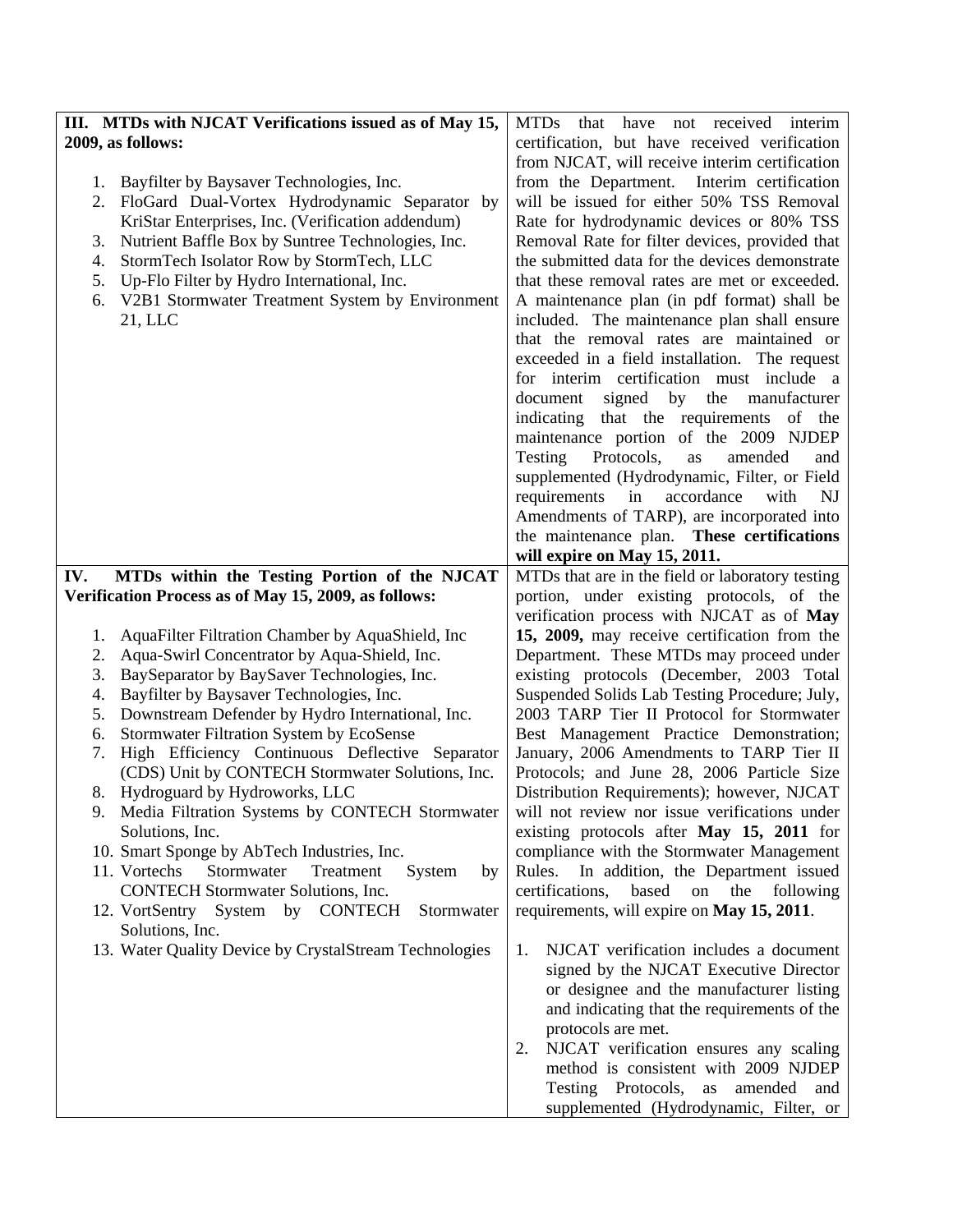| **III. MTDs with NJCAT Verifications issued as of May 15, 2009, as follows:**<br><br>1. Bayfilter by Baysaver Technologies, Inc.<br>2. FloGard Dual-Vortex Hydrodynamic Separator by KriStar Enterprises, Inc. (Verification addendum)<br>3. Nutrient Baffle Box by Suntree Technologies, Inc.<br>4. StormTech Isolator Row by StormTech, LLC<br>5. Up-Flo Filter by Hydro International, Inc.<br>6. V2B1 Stormwater Treatment System by Environment 21, LLC | MTDs that have not received interim certification, but have received verification from NJCAT, will receive interim certification from the Department. Interim certification will be issued for either 50% TSS Removal Rate for hydrodynamic devices or 80% TSS Removal Rate for filter devices, provided that the submitted data for the devices demonstrate that these removal rates are met or exceeded. A maintenance plan (in pdf format) shall be included. The maintenance plan shall ensure that the removal rates are maintained or exceeded in a field installation. The request for interim certification must include a document signed by the manufacturer indicating that the requirements of the maintenance portion of the 2009 NJDEP Testing Protocols, as amended and supplemented (Hydrodynamic, Filter, or Field requirements in accordance with NJ Amendments of TARP), are incorporated into the maintenance plan. **These certifications will expire on May 15, 2011.** |
|---|---|
| **IV. MTDs within the Testing Portion of the NJCAT Verification Process as of May 15, 2009, as follows:**<br><br>1. AquaFilter Filtration Chamber by AquaShield, Inc<br>2. Aqua-Swirl Concentrator by Aqua-Shield, Inc.<br>3. BaySeparator by BaySaver Technologies, Inc.<br>4. Bayfilter by Baysaver Technologies, Inc.<br>5. Downstream Defender by Hydro International, Inc.<br>6. Stormwater Filtration System by EcoSense<br>7. High Efficiency Continuous Deflective Separator (CDS) Unit by CONTECH Stormwater Solutions, Inc.<br>8. Hydroguard by Hydroworks, LLC<br>9. Media Filtration Systems by CONTECH Stormwater Solutions, Inc.<br>10. Smart Sponge by AbTech Industries, Inc.<br>11. Vortechs Stormwater Treatment System by CONTECH Stormwater Solutions, Inc.<br>12. VortSentry System by CONTECH Stormwater Solutions, Inc.<br>13. Water Quality Device by CrystalStream Technologies | MTDs that are in the field or laboratory testing portion, under existing protocols, of the verification process with NJCAT as of **May 15, 2009,** may receive certification from the Department. These MTDs may proceed under existing protocols (December, 2003 Total Suspended Solids Lab Testing Procedure; July, 2003 TARP Tier II Protocol for Stormwater Best Management Practice Demonstration; January, 2006 Amendments to TARP Tier II Protocols; and June 28, 2006 Particle Size Distribution Requirements); however, NJCAT will not review nor issue verifications under existing protocols after **May 15, 2011** for compliance with the Stormwater Management Rules. In addition, the Department issued certifications, based on the following requirements, will expire on **May 15, 2011**.<br><br>1. NJCAT verification includes a document signed by the NJCAT Executive Director or designee and the manufacturer listing and indicating that the requirements of the protocols are met.<br>2. NJCAT verification ensures any scaling method is consistent with 2009 NJDEP Testing Protocols, as amended and supplemented (Hydrodynamic, Filter, or |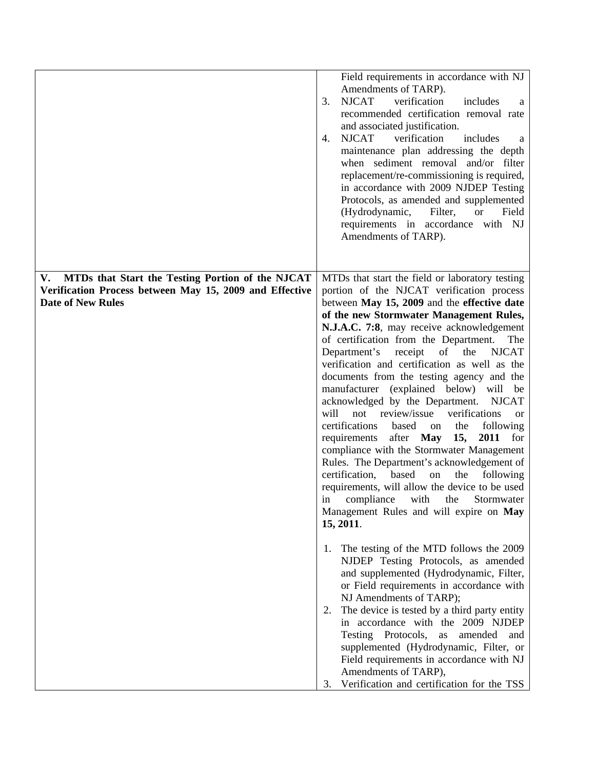| | |
|---|---|
| | Field requirements in accordance with NJ Amendments of TARP).<br>3. NJCAT verification includes a recommended certification removal rate and associated justification.<br>4. NJCAT verification includes a maintenance plan addressing the depth when sediment removal and/or filter replacement/re-commissioning is required, in accordance with 2009 NJDEP Testing Protocols, as amended and supplemented (Hydrodynamic, Filter, or Field requirements in accordance with NJ Amendments of TARP). |
| **V. MTDs that Start the Testing Portion of the NJCAT Verification Process between May 15, 2009 and Effective Date of New Rules** | MTDs that start the field or laboratory testing portion of the NJCAT verification process between **May 15, 2009** and the **effective date of the new Stormwater Management Rules, N.J.A.C. 7:8**, may receive acknowledgement of certification from the Department. The Department's receipt of the NJCAT verification and certification as well as the documents from the testing agency and the manufacturer (explained below) will be acknowledged by the Department. NJCAT will not review/issue verifications or certifications based on the following requirements after **May 15, 2011** for compliance with the Stormwater Management Rules. The Department's acknowledgement of certification, based on the following requirements, will allow the device to be used in compliance with the Stormwater Management Rules and will expire on **May 15, 2011**.<br><br>1. The testing of the MTD follows the 2009 NJDEP Testing Protocols, as amended and supplemented (Hydrodynamic, Filter, or Field requirements in accordance with NJ Amendments of TARP);<br>2. The device is tested by a third party entity in accordance with the 2009 NJDEP Testing Protocols, as amended and supplemented (Hydrodynamic, Filter, or Field requirements in accordance with NJ Amendments of TARP),<br>3. Verification and certification for the TSS |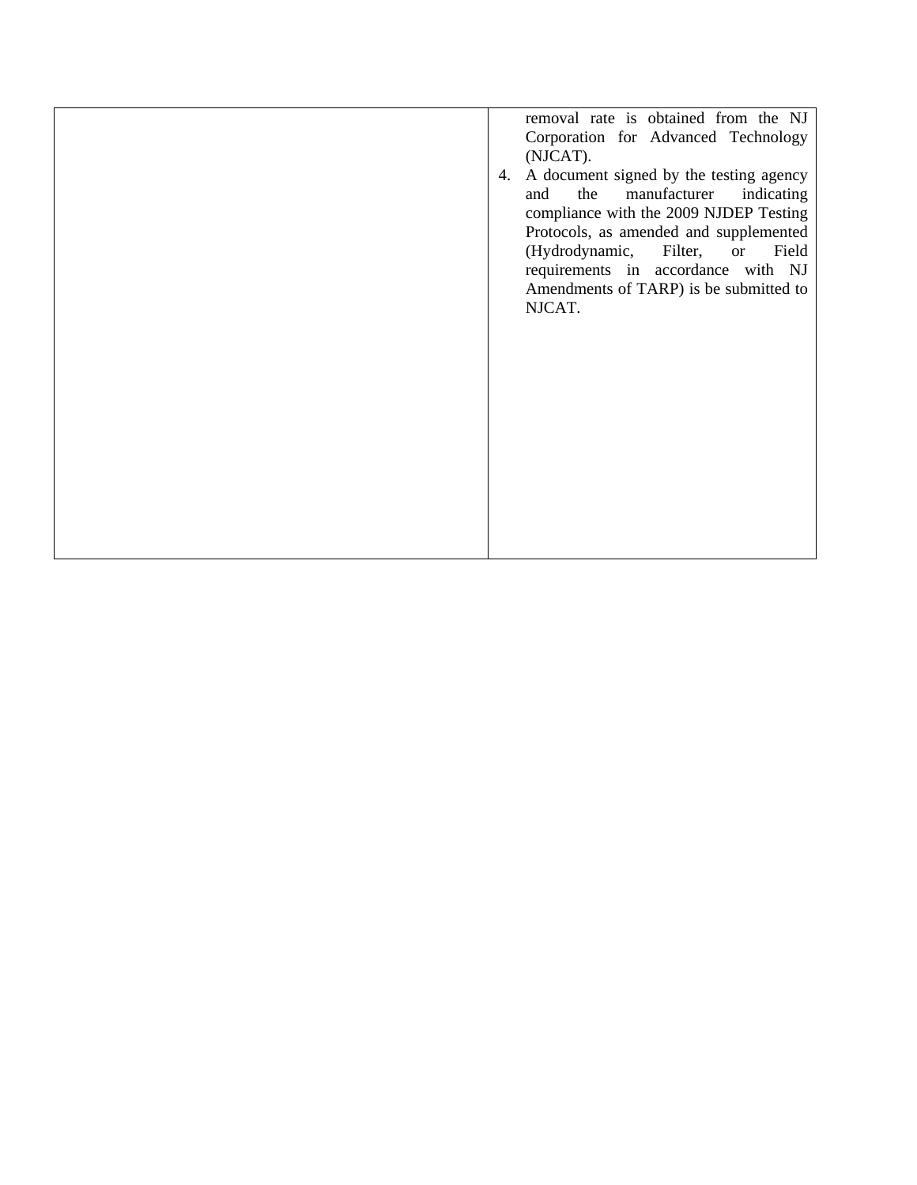| | |
|---|---|
| | removal rate is obtained from the NJ Corporation for Advanced Technology (NJCAT).<br>4. A document signed by the testing agency and the manufacturer indicating compliance with the 2009 NJDEP Testing Protocols, as amended and supplemented (Hydrodynamic, Filter, or Field requirements in accordance with NJ Amendments of TARP) is be submitted to NJCAT. |